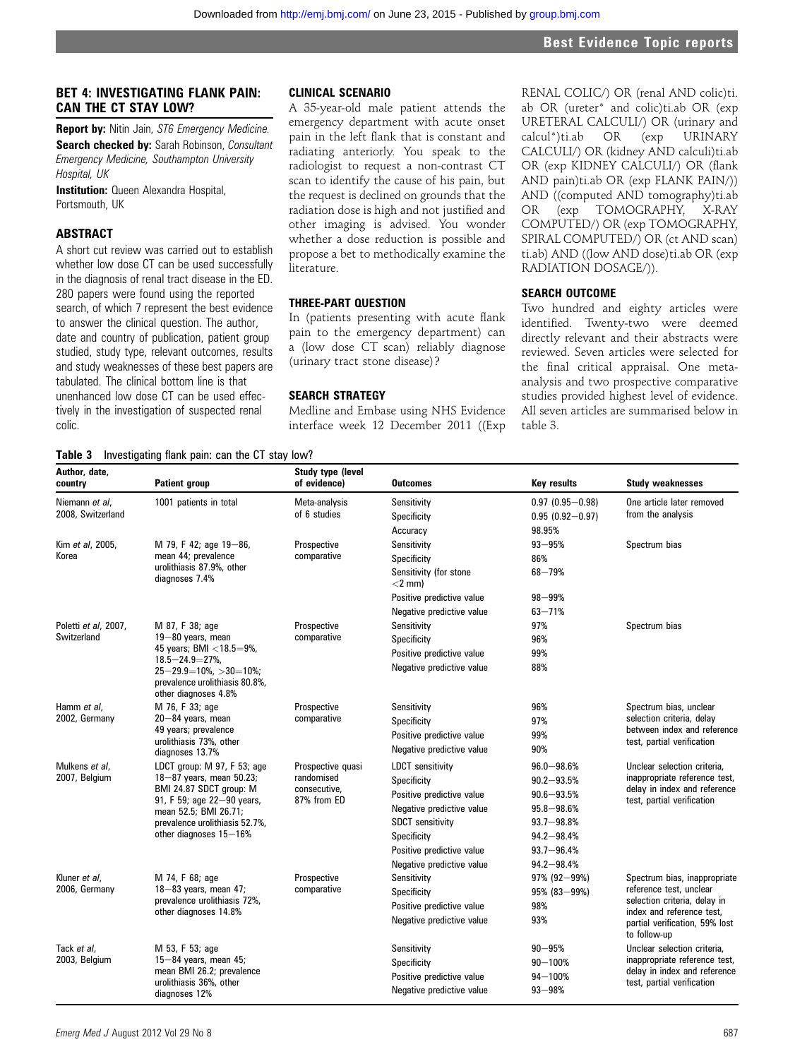## BET 4: INVESTIGATING FLANK PAIN: CAN THE CT STAY LOW?

**Report by:** Nitin Jain, *ST6 Emergency Medicine.*
**Search checked by:** Sarah Robinson, *Consultant Emergency Medicine, Southampton University Hospital, UK*
**Institution:** Queen Alexandra Hospital, Portsmouth, UK

### ABSTRACT

A short cut review was carried out to establish whether low dose CT can be used successfully in the diagnosis of renal tract disease in the ED. 280 papers were found using the reported search, of which 7 represent the best evidence to answer the clinical question. The author, date and country of publication, patient group studied, study type, relevant outcomes, results and study weaknesses of these best papers are tabulated. The clinical bottom line is that unenhanced low dose CT can be used effectively in the investigation of suspected renal colic.

### CLINICAL SCENARIO

A 35-year-old male patient attends the emergency department with acute onset pain in the left flank that is constant and radiating anteriorly. You speak to the radiologist to request a non-contrast CT scan to identify the cause of his pain, but the request is declined on grounds that the radiation dose is high and not justified and other imaging is advised. You wonder whether a dose reduction is possible and propose a bet to methodically examine the literature.

### THREE-PART QUESTION

In (patients presenting with acute flank pain to the emergency department) can a (low dose CT scan) reliably diagnose (urinary tract stone disease)?

### SEARCH STRATEGY

Medline and Embase using NHS Evidence interface week 12 December 2011 ((Exp RENAL COLIC/) OR (renal AND colic)ti.ab OR (ureter* and colic)ti.ab OR (exp URETERAL CALCULI/) OR (urinary and calcul*)ti.ab OR (exp URINARY CALCULI/) OR (kidney AND calculi)ti.ab OR (exp KIDNEY CALCULI/) OR (flank AND pain)ti.ab OR (exp FLANK PAIN/)) AND ((computed AND tomography)ti.ab OR (exp TOMOGRAPHY, X-RAY COMPUTED/) OR (exp TOMOGRAPHY, SPIRAL COMPUTED/) OR (ct AND scan) ti.ab) AND ((low AND dose)ti.ab OR (exp RADIATION DOSAGE/)).

### SEARCH OUTCOME

Two hundred and eighty articles were identified. Twenty-two were deemed directly relevant and their abstracts were reviewed. Seven articles were selected for the final critical appraisal. One meta-analysis and two prospective comparative studies provided highest level of evidence. All seven articles are summarised below in table 3.

**Table 3** Investigating flank pain: can the CT stay low?

| Author, date, country | Patient group | Study type (level of evidence) | Outcomes | Key results | Study weaknesses |
|---|---|---|---|---|---|
| Niemann *et al*, 2008, Switzerland | 1001 patients in total | Meta-analysis of 6 studies | Sensitivity | 0.97 (0.95–0.98) | One article later removed from the analysis |
| | | | Specificity | 0.95 (0.92–0.97) | |
| | | | Accuracy | 98.95% | |
| Kim *et al*, 2005, Korea | M 79, F 42; age 19–86, mean 44; prevalence urolithiasis 87.9%, other diagnoses 7.4% | Prospective comparative | Sensitivity | 93–95% | Spectrum bias |
| | | | Specificity | 86% | |
| | | | Sensitivity (for stone <2 mm) | 68–79% | |
| | | | Positive predictive value | 98–99% | |
| | | | Negative predictive value | 63–71% | |
| Poletti *et al*, 2007, Switzerland | M 87, F 38; age 19–80 years, mean 45 years; BMI <18.5=9%, 18.5–24.9=27%, 25–29.9=10%, >30=10%; prevalence urolithiasis 80.8%, other diagnoses 4.8% | Prospective comparative | Sensitivity | 97% | Spectrum bias |
| | | | Specificity | 96% | |
| | | | Positive predictive value | 99% | |
| | | | Negative predictive value | 88% | |
| Hamm *et al*, 2002, Germany | M 76, F 33; age 20–84 years, mean 49 years; prevalence urolithiasis 73%, other diagnoses 13.7% | Prospective comparative | Sensitivity | 96% | Spectrum bias, unclear selection criteria, delay between index and reference test, partial verification |
| | | | Specificity | 97% | |
| | | | Positive predictive value | 99% | |
| | | | Negative predictive value | 90% | |
| Mulkens *et al*, 2007, Belgium | LDCT group: M 97, F 53; age 18–87 years, mean 50.23; BMI 24.87 SDCT group: M 91, F 59; age 22–90 years, mean 52.5; BMI 26.71; prevalence urolithiasis 52.7%, other diagnoses 15–16% | Prospective quasi randomised consecutive, 87% from ED | LDCT sensitivity | 96.0–98.6% | Unclear selection criteria, inappropriate reference test, delay in index and reference test, partial verification |
| | | | Specificity | 90.2–93.5% | |
| | | | Positive predictive value | 90.6–93.5% | |
| | | | Negative predictive value | 95.8–98.6% | |
| | | | SDCT sensitivity | 93.7–98.8% | |
| | | | Specificity | 94.2–98.4% | |
| | | | Positive predictive value | 93.7–96.4% | |
| | | | Negative predictive value | 94.2–98.4% | |
| Kluner *et al*, 2006, Germany | M 74, F 68; age 18–83 years, mean 47; prevalence urolithiasis 72%, other diagnoses 14.8% | Prospective comparative | Sensitivity | 97% (92–99%) | Spectrum bias, inappropriate reference test, unclear selection criteria, delay in index and reference test, partial verification, 59% lost to follow-up |
| | | | Specificity | 95% (83–99%) | |
| | | | Positive predictive value | 98% | |
| | | | Negative predictive value | 93% | |
| Tack *et al*, 2003, Belgium | M 53, F 53; age 15–84 years, mean 45; mean BMI 26.2; prevalence urolithiasis 36%, other diagnoses 12% | | Sensitivity | 90–95% | Unclear selection criteria, inappropriate reference test, delay in index and reference test, partial verification |
| | | | Specificity | 90–100% | |
| | | | Positive predictive value | 94–100% | |
| | | | Negative predictive value | 93–98% | |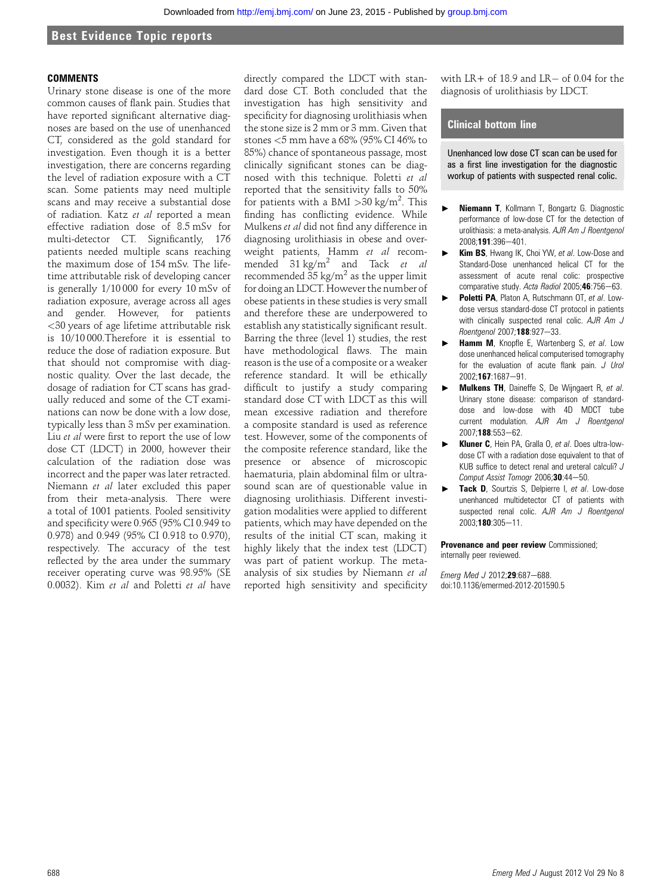### COMMENTS

Urinary stone disease is one of the more common causes of flank pain. Studies that have reported significant alternative diagnoses are based on the use of unenhanced CT, considered as the gold standard for investigation. Even though it is a better investigation, there are concerns regarding the level of radiation exposure with a CT scan. Some patients may need multiple scans and may receive a substantial dose of radiation. Katz *et al* reported a mean effective radiation dose of 8.5 mSv for multi-detector CT. Significantly, 176 patients needed multiple scans reaching the maximum dose of 154 mSv. The lifetime attributable risk of developing cancer is generally 1/10 000 for every 10 mSv of radiation exposure, average across all ages and gender. However, for patients <30 years of age lifetime attributable risk is 10/10 000. Therefore it is essential to reduce the dose of radiation exposure. But that should not compromise with diagnostic quality. Over the last decade, the dosage of radiation for CT scans has gradually reduced and some of the CT examinations can now be done with a low dose, typically less than 3 mSv per examination. Liu *et al* were first to report the use of low dose CT (LDCT) in 2000, however their calculation of the radiation dose was incorrect and the paper was later retracted. Niemann *et al* later excluded this paper from their meta-analysis. There were a total of 1001 patients. Pooled sensitivity and specificity were 0.965 (95% CI 0.949 to 0.978) and 0.949 (95% CI 0.918 to 0.970), respectively. The accuracy of the test reflected by the area under the summary receiver operating curve was 98.95% (SE 0.0032). Kim *et al* and Poletti *et al* have directly compared the LDCT with standard dose CT. Both concluded that the investigation has high sensitivity and specificity for diagnosing urolithiasis when the stone size is 2 mm or 3 mm. Given that stones <5 mm have a 68% (95% CI 46% to 85%) chance of spontaneous passage, most clinically significant stones can be diagnosed with this technique. Poletti *et al* reported that the sensitivity falls to 50% for patients with a BMI >30 kg/m$^2$. This finding has conflicting evidence. While Mulkens *et al* did not find any difference in diagnosing urolithiasis in obese and overweight patients, Hamm *et al* recommended 31 kg/m$^2$ and Tack *et al* recommended 35 kg/m$^2$ as the upper limit for doing an LDCT. However the number of obese patients in these studies is very small and therefore these are underpowered to establish any statistically significant result. Barring the three (level 1) studies, the rest have methodological flaws. The main reason is the use of a composite or a weaker reference standard. It will be ethically difficult to justify a study comparing standard dose CT with LDCT as this will mean excessive radiation and therefore a composite standard is used as reference test. However, some of the components of the composite reference standard, like the presence or absence of microscopic haematuria, plain abdominal film or ultrasound scan are of questionable value in diagnosing urolithiasis. Different investigation modalities were applied to different patients, which may have depended on the results of the initial CT scan, making it highly likely that the index test (LDCT) was part of patient workup. The meta-analysis of six studies by Niemann *et al* reported high sensitivity and specificity with LR+ of 18.9 and LR− of 0.04 for the diagnosis of urolithiasis by LDCT.

### Clinical bottom line

Unenhanced low dose CT scan can be used for as a first line investigation for the diagnostic workup of patients with suspected renal colic.

- **Niemann T**, Kollmann T, Bongartz G. Diagnostic performance of low-dose CT for the detection of urolithiasis: a meta-analysis. *AJR Am J Roentgenol* 2008;**191**:396−401.
- **Kim BS**, Hwang IK, Choi YW, *et al*. Low-Dose and Standard-Dose unenhanced helical CT for the assessment of acute renal colic: prospective comparative study. *Acta Radiol* 2005;**46**:756−63.
- **Poletti PA**, Platon A, Rutschmann OT, *et al*. Low-dose versus standard-dose CT protocol in patients with clinically suspected renal colic. *AJR Am J Roentgenol* 2007;**188**:927−33.
- **Hamm M**, Knopfle E, Wartenberg S, *et al*. Low dose unenhanced helical computerised tomography for the evaluation of acute flank pain. *J Urol* 2002;**167**:1687−91.
- **Mulkens TH**, Daineffe S, De Wijngaert R, *et al*. Urinary stone disease: comparison of standard-dose and low-dose with 4D MDCT tube current modulation. *AJR Am J Roentgenol* 2007;**188**:553−62.
- **Kluner C**, Hein PA, Gralla O, *et al*. Does ultra-low-dose CT with a radiation dose equivalent to that of KUB suffice to detect renal and ureteral calculi? *J Comput Assist Tomogr* 2006;**30**:44−50.
- **Tack D**, Sourtzis S, Delpierre I, *et al*. Low-dose unenhanced multidetector CT of patients with suspected renal colic. *AJR Am J Roentgenol* 2003;**180**:305−11.

**Provenance and peer review** Commissioned; internally peer reviewed.

*Emerg Med J* 2012;**29**:687−688.
doi:10.1136/emermed-2012-201590.5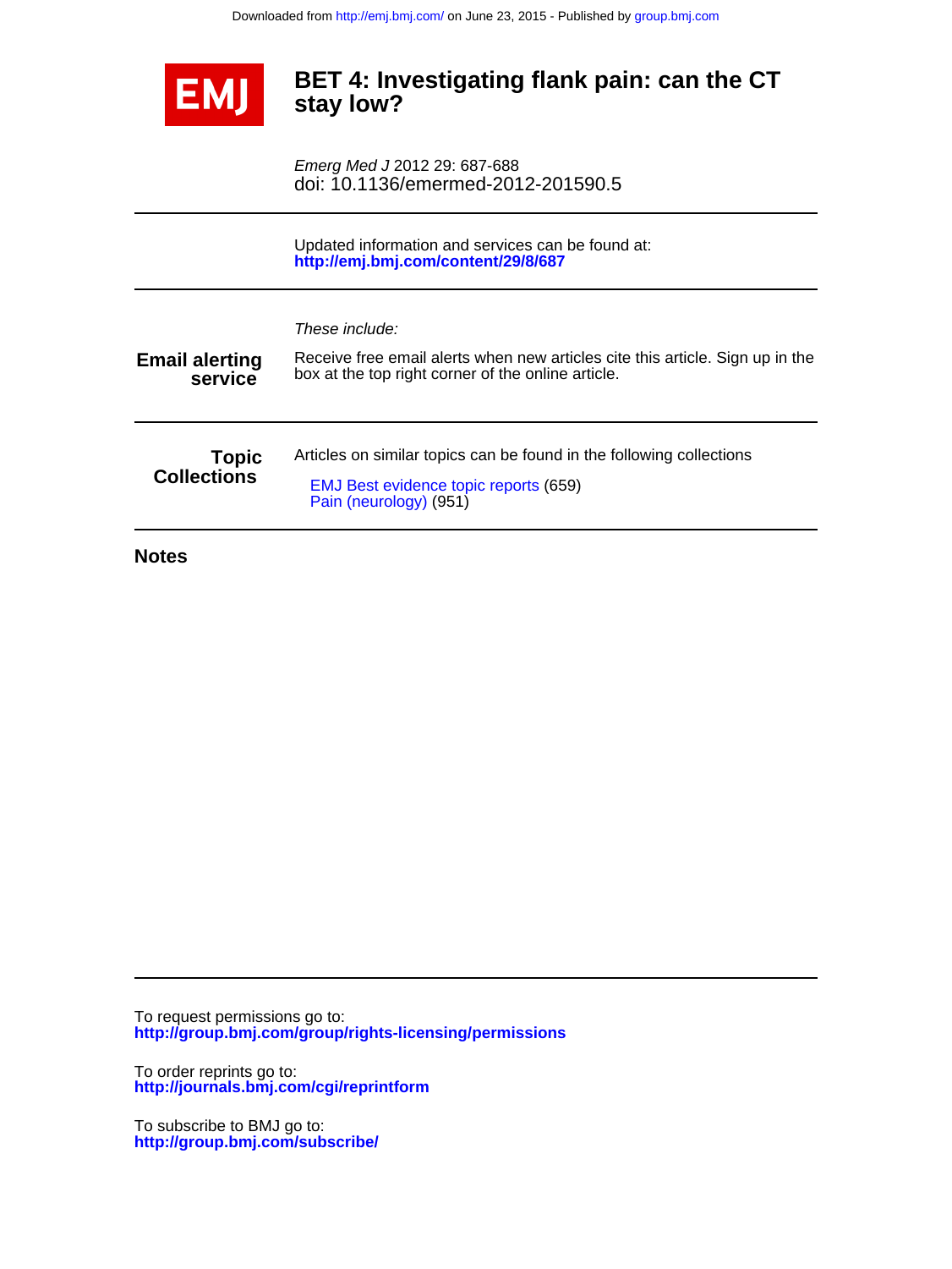# BET 4: Investigating flank pain: can the CT stay low?

*Emerg Med J* 2012 29: 687-688
doi: 10.1136/emermed-2012-201590.5

Updated information and services can be found at:
**http://emj.bmj.com/content/29/8/687**

*These include:*

**Email alerting service**

Receive free email alerts when new articles cite this article. Sign up in the box at the top right corner of the online article.

**Topic Collections**

Articles on similar topics can be found in the following collections

EMJ Best evidence topic reports (659)
Pain (neurology) (951)

## Notes

To request permissions go to:
**http://group.bmj.com/group/rights-licensing/permissions**

To order reprints go to:
**http://journals.bmj.com/cgi/reprintform**

To subscribe to BMJ go to:
**http://group.bmj.com/subscribe/**